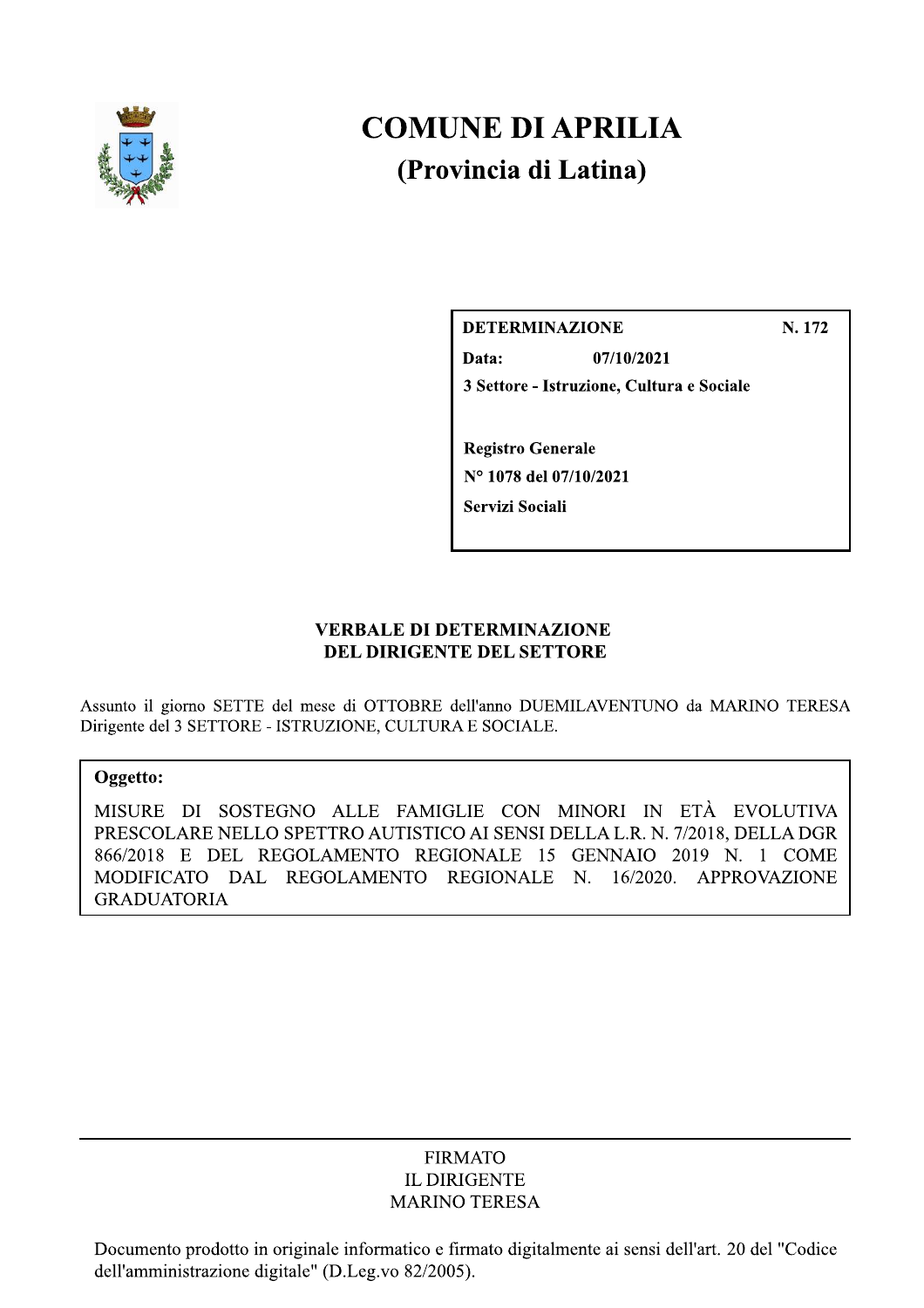# COMUNE DI APRILIA

## (Provincia di Latina)

| | |
|---|---|
| **DETERMINAZIONE** | **N. 172** |
| **Data:** | **07/10/2021** |
| **3 Settore - Istruzione, Cultura e Sociale** | |
| **Registro Generale** | |
| **N° 1078 del 07/10/2021** | |
| **Servizi Sociali** | |

### VERBALE DI DETERMINAZIONE DEL DIRIGENTE DEL SETTORE

Assunto il giorno SETTE del mese di OTTOBRE dell'anno DUEMILAVENTUNO da MARINO TERESA Dirigente del 3 SETTORE - ISTRUZIONE, CULTURA E SOCIALE.

**Oggetto:**

MISURE DI SOSTEGNO ALLE FAMIGLIE CON MINORI IN ETÀ EVOLUTIVA PRESCOLARE NELLO SPETTRO AUTISTICO AI SENSI DELLA L.R. N. 7/2018, DELLA DGR 866/2018 E DEL REGOLAMENTO REGIONALE 15 GENNAIO 2019 N. 1 COME MODIFICATO DAL REGOLAMENTO REGIONALE N. 16/2020. APPROVAZIONE GRADUATORIA

FIRMATO
IL DIRIGENTE
MARINO TERESA

Documento prodotto in originale informatico e firmato digitalmente ai sensi dell'art. 20 del "Codice dell'amministrazione digitale" (D.Leg.vo 82/2005).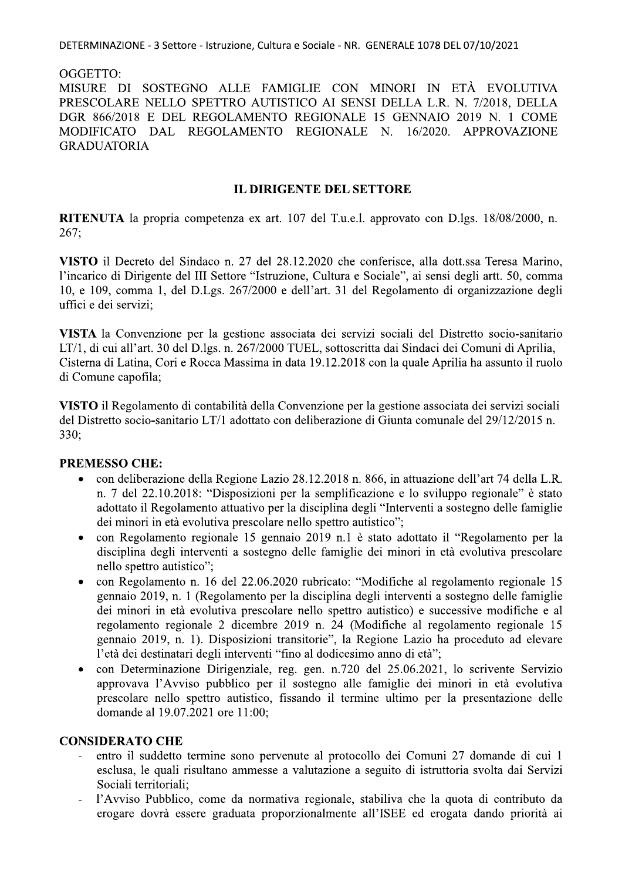DETERMINAZIONE - 3 Settore - Istruzione, Cultura e Sociale - NR. GENERALE 1078 DEL 07/10/2021

OGGETTO:
MISURE DI SOSTEGNO ALLE FAMIGLIE CON MINORI IN ETÀ EVOLUTIVA PRESCOLARE NELLO SPETTRO AUTISTICO AI SENSI DELLA L.R. N. 7/2018, DELLA DGR 866/2018 E DEL REGOLAMENTO REGIONALE 15 GENNAIO 2019 N. 1 COME MODIFICATO DAL REGOLAMENTO REGIONALE N. 16/2020. APPROVAZIONE GRADUATORIA

## IL DIRIGENTE DEL SETTORE

**RITENUTA** la propria competenza ex art. 107 del T.u.e.l. approvato con D.lgs. 18/08/2000, n. 267;

**VISTO** il Decreto del Sindaco n. 27 del 28.12.2020 che conferisce, alla dott.ssa Teresa Marino, l'incarico di Dirigente del III Settore "Istruzione, Cultura e Sociale", ai sensi degli artt. 50, comma 10, e 109, comma 1, del D.Lgs. 267/2000 e dell'art. 31 del Regolamento di organizzazione degli uffici e dei servizi;

**VISTA** la Convenzione per la gestione associata dei servizi sociali del Distretto socio-sanitario LT/1, di cui all'art. 30 del D.lgs. n. 267/2000 TUEL, sottoscritta dai Sindaci dei Comuni di Aprilia, Cisterna di Latina, Cori e Rocca Massima in data 19.12.2018 con la quale Aprilia ha assunto il ruolo di Comune capofila;

**VISTO** il Regolamento di contabilità della Convenzione per la gestione associata dei servizi sociali del Distretto socio-sanitario LT/1 adottato con deliberazione di Giunta comunale del 29/12/2015 n. 330;

**PREMESSO CHE:**

- con deliberazione della Regione Lazio 28.12.2018 n. 866, in attuazione dell'art 74 della L.R. n. 7 del 22.10.2018: "Disposizioni per la semplificazione e lo sviluppo regionale" è stato adottato il Regolamento attuativo per la disciplina degli "Interventi a sostegno delle famiglie dei minori in età evolutiva prescolare nello spettro autistico";
- con Regolamento regionale 15 gennaio 2019 n.1 è stato adottato il "Regolamento per la disciplina degli interventi a sostegno delle famiglie dei minori in età evolutiva prescolare nello spettro autistico";
- con Regolamento n. 16 del 22.06.2020 rubricato: "Modifiche al regolamento regionale 15 gennaio 2019, n. 1 (Regolamento per la disciplina degli interventi a sostegno delle famiglie dei minori in età evolutiva prescolare nello spettro autistico) e successive modifiche e al regolamento regionale 2 dicembre 2019 n. 24 (Modifiche al regolamento regionale 15 gennaio 2019, n. 1). Disposizioni transitorie", la Regione Lazio ha proceduto ad elevare l'età dei destinatari degli interventi "fino al dodicesimo anno di età";
- con Determinazione Dirigenziale, reg. gen. n.720 del 25.06.2021, lo scrivente Servizio approvava l'Avviso pubblico per il sostegno alle famiglie dei minori in età evolutiva prescolare nello spettro autistico, fissando il termine ultimo per la presentazione delle domande al 19.07.2021 ore 11:00;

**CONSIDERATO CHE**

- entro il suddetto termine sono pervenute al protocollo dei Comuni 27 domande di cui 1 esclusa, le quali risultano ammesse a valutazione a seguito di istruttoria svolta dai Servizi Sociali territoriali;
- l'Avviso Pubblico, come da normativa regionale, stabiliva che la quota di contributo da erogare dovrà essere graduata proporzionalmente all'ISEE ed erogata dando priorità ai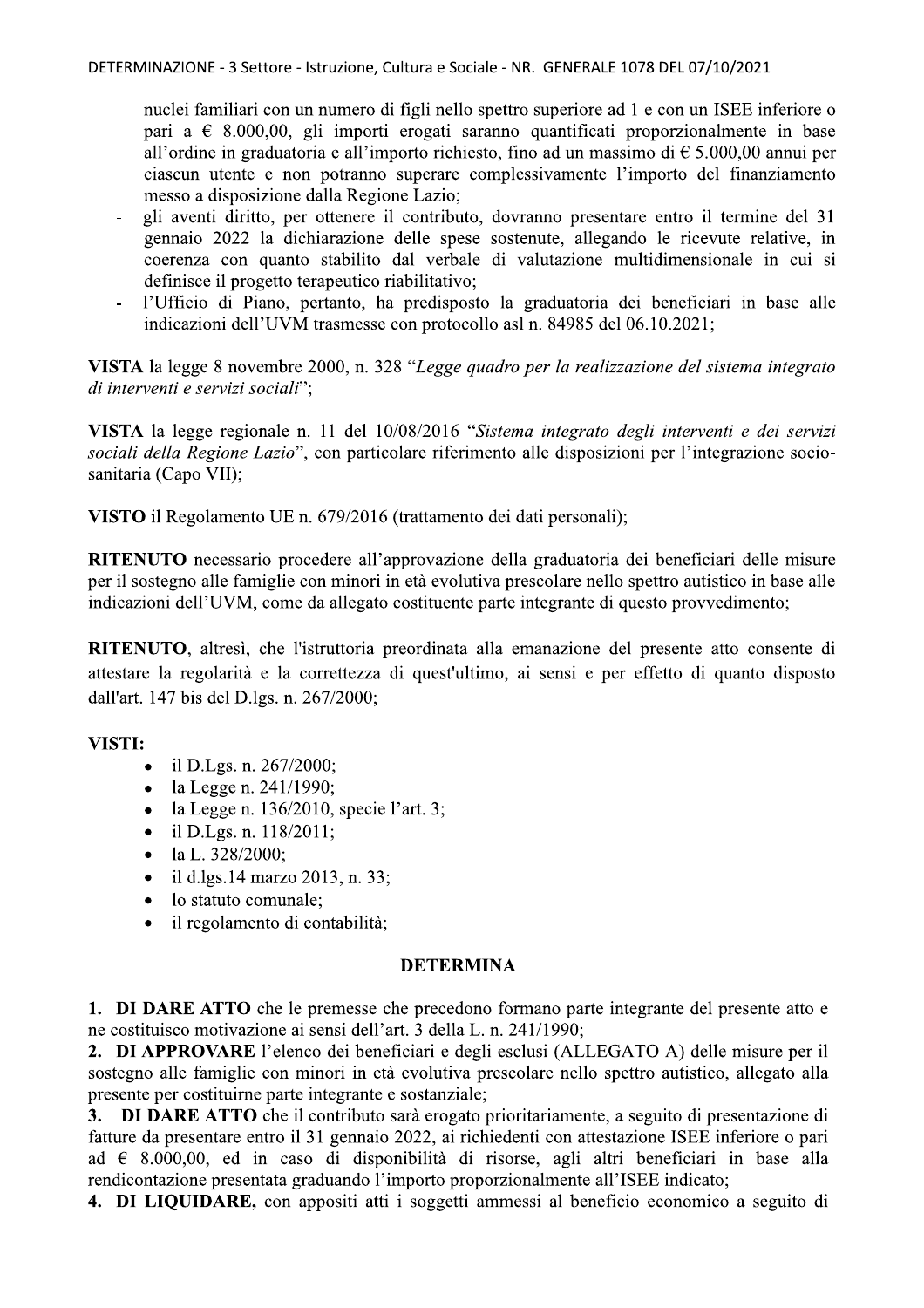nuclei familiari con un numero di figli nello spettro superiore ad 1 e con un ISEE inferiore o pari a € 8.000,00, gli importi erogati saranno quantificati proporzionalmente in base all'ordine in graduatoria e all'importo richiesto, fino ad un massimo di € 5.000,00 annui per ciascun utente e non potranno superare complessivamente l'importo del finanziamento messo a disposizione dalla Regione Lazio;

- gli aventi diritto, per ottenere il contributo, dovranno presentare entro il termine del 31 gennaio 2022 la dichiarazione delle spese sostenute, allegando le ricevute relative, in coerenza con quanto stabilito dal verbale di valutazione multidimensionale in cui si definisce il progetto terapeutico riabilitativo;
- l'Ufficio di Piano, pertanto, ha predisposto la graduatoria dei beneficiari in base alle indicazioni dell'UVM trasmesse con protocollo asl n. 84985 del 06.10.2021;

**VISTA** la legge 8 novembre 2000, n. 328 "*Legge quadro per la realizzazione del sistema integrato di interventi e servizi sociali*";

**VISTA** la legge regionale n. 11 del 10/08/2016 "*Sistema integrato degli interventi e dei servizi sociali della Regione Lazio*", con particolare riferimento alle disposizioni per l'integrazione socio-sanitaria (Capo VII);

**VISTO** il Regolamento UE n. 679/2016 (trattamento dei dati personali);

**RITENUTO** necessario procedere all'approvazione della graduatoria dei beneficiari delle misure per il sostegno alle famiglie con minori in età evolutiva prescolare nello spettro autistico in base alle indicazioni dell'UVM, come da allegato costituente parte integrante di questo provvedimento;

**RITENUTO**, altresì, che l'istruttoria preordinata alla emanazione del presente atto consente di attestare la regolarità e la correttezza di quest'ultimo, ai sensi e per effetto di quanto disposto dall'art. 147 bis del D.lgs. n. 267/2000;

**VISTI:**

- il D.Lgs. n. 267/2000;
- la Legge n. 241/1990;
- la Legge n. 136/2010, specie l'art. 3;
- il D.Lgs. n. 118/2011;
- la L. 328/2000;
- il d.lgs.14 marzo 2013, n. 33;
- lo statuto comunale;
- il regolamento di contabilità;

**DETERMINA**

**1. DI DARE ATTO** che le premesse che precedono formano parte integrante del presente atto e ne costituisco motivazione ai sensi dell'art. 3 della L. n. 241/1990;

**2. DI APPROVARE** l'elenco dei beneficiari e degli esclusi (ALLEGATO A) delle misure per il sostegno alle famiglie con minori in età evolutiva prescolare nello spettro autistico, allegato alla presente per costituirne parte integrante e sostanziale;

**3. DI DARE ATTO** che il contributo sarà erogato prioritariamente, a seguito di presentazione di fatture da presentare entro il 31 gennaio 2022, ai richiedenti con attestazione ISEE inferiore o pari ad € 8.000,00, ed in caso di disponibilità di risorse, agli altri beneficiari in base alla rendicontazione presentata graduando l'importo proporzionalmente all'ISEE indicato;

**4. DI LIQUIDARE,** con appositi atti i soggetti ammessi al beneficio economico a seguito di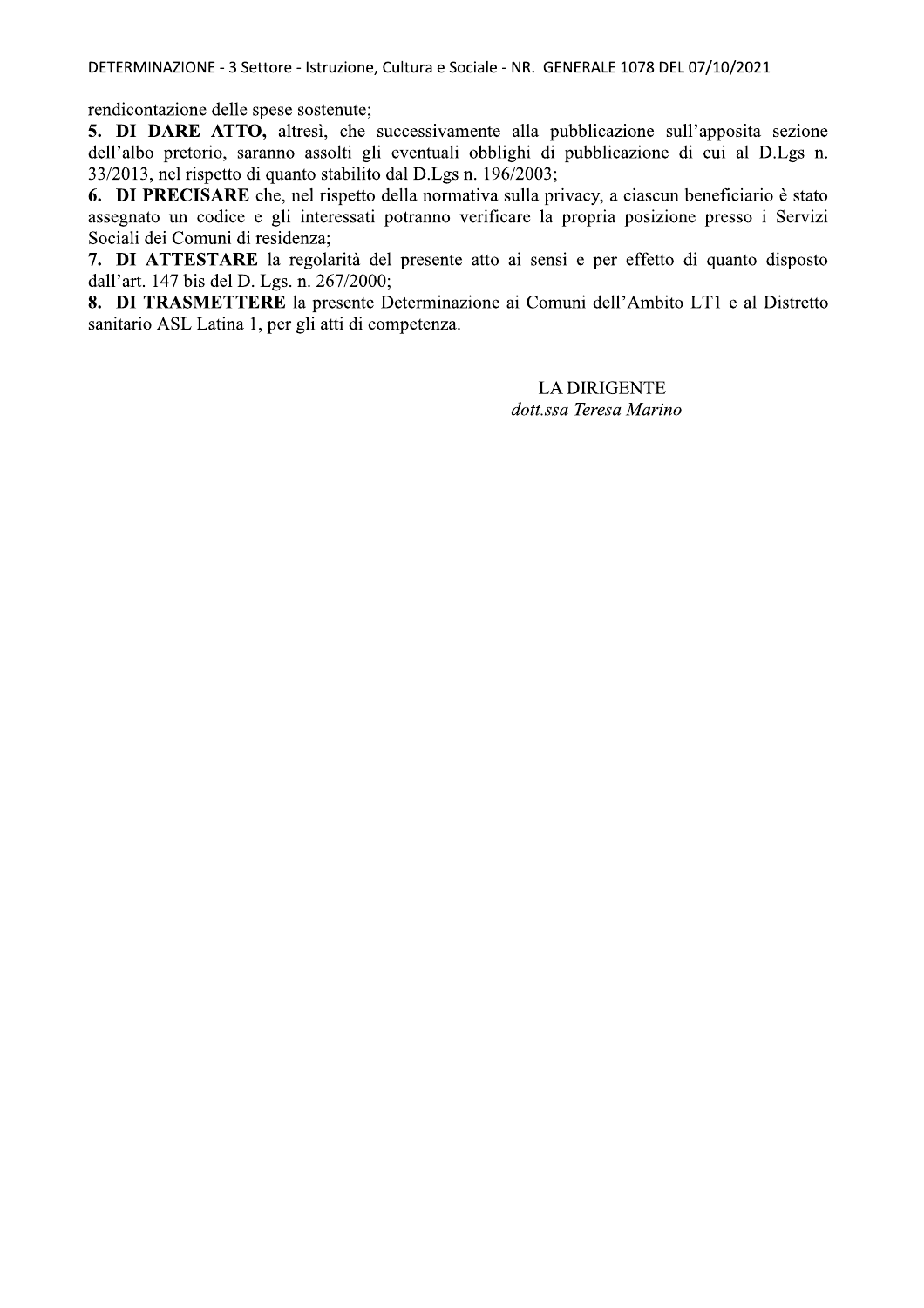rendicontazione delle spese sostenute;

**5. DI DARE ATTO,** altresì, che successivamente alla pubblicazione sull'apposita sezione dell'albo pretorio, saranno assolti gli eventuali obblighi di pubblicazione di cui al D.Lgs n. 33/2013, nel rispetto di quanto stabilito dal D.Lgs n. 196/2003;

**6. DI PRECISARE** che, nel rispetto della normativa sulla privacy, a ciascun beneficiario è stato assegnato un codice e gli interessati potranno verificare la propria posizione presso i Servizi Sociali dei Comuni di residenza;

**7. DI ATTESTARE** la regolarità del presente atto ai sensi e per effetto di quanto disposto dall'art. 147 bis del D. Lgs. n. 267/2000;

**8. DI TRASMETTERE** la presente Determinazione ai Comuni dell'Ambito LT1 e al Distretto sanitario ASL Latina 1, per gli atti di competenza.

LA DIRIGENTE
*dott.ssa Teresa Marino*